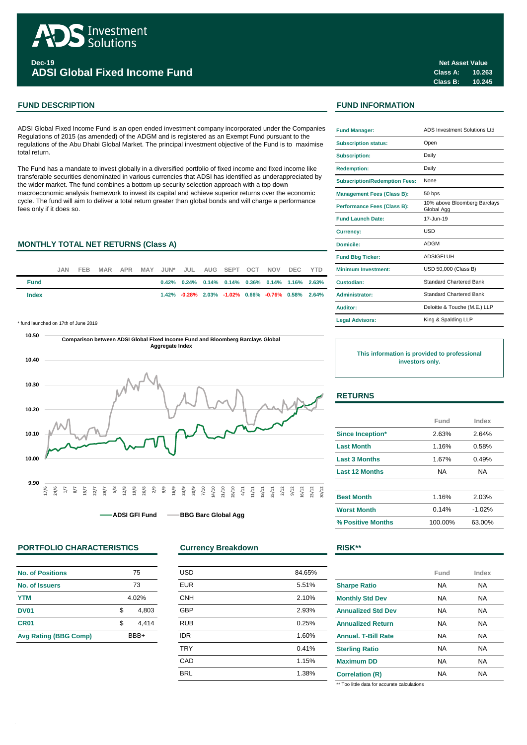# ADS Investment Solutions

**Dec-19**

## ADSI Global Fixed Income Fund

| Net Asset Value | |
|---|---|
| Class A: | 10.263 |
| Class B: | 10.245 |

## FUND DESCRIPTION

ADSI Global Fixed Income Fund is an open ended investment company incorporated under the Companies Regulations of 2015 (as amended) of the ADGM and is registered as an Exempt Fund pursuant to the regulations of the Abu Dhabi Global Market. The principal investment objective of the Fund is to maximise total return.

The Fund has a mandate to invest globally in a diversified portfolio of fixed income and fixed income like transferable securities denominated in various currencies that ADSI has identified as underappreciated by the wider market. The fund combines a bottom up security selection approach with a top down macroeconomic analysis framework to invest its capital and achieve superior returns over the economic cycle. The fund will aim to deliver a total return greater than global bonds and will charge a performance fees only if it does so.

## FUND INFORMATION

| | |
|---|---|
| Fund Manager: | ADS Investment Solutions Ltd |
| Subscription status: | Open |
| Subscription: | Daily |
| Redemption: | Daily |
| Subscription/Redemption Fees: | None |
| Management Fees (Class B): | 50 bps |
| Performance Fees (Class B): | 10% above Bloomberg Barclays Global Agg |
| Fund Launch Date: | 17-Jun-19 |
| Currency: | USD |
| Domicile: | ADGM |
| Fund Bbg Ticker: | ADSIGFI UH |
| Minimum Investment: | USD 50,000 (Class B) |
| Custodian: | Standard Chartered Bank |
| Administrator: | Standard Chartered Bank |
| Auditor: | Deloitte & Touche (M.E.) LLP |
| Legal Advisors: | King & Spalding LLP |

**This information is provided to professional investors only.**

## MONTHLY TOTAL NET RETURNS (Class A)

| | JAN | FEB | MAR | APR | MAY | JUN* | JUL | AUG | SEPT | OCT | NOV | DEC | YTD |
|---|---|---|---|---|---|---|---|---|---|---|---|---|---|
| Fund | | | | | | 0.42% | 0.24% | 0.14% | 0.14% | 0.36% | 0.14% | 1.16% | 2.63% |
| Index | | | | | | 1.42% | -0.28% | 2.03% | -1.02% | 0.66% | -0.76% | 0.58% | 2.64% |

\* fund launched on 17th of June 2019

## RETURNS

| | Fund | Index |
|---|---|---|
| Since Inception* | 2.63% | 2.64% |
| Last Month | 1.16% | 0.58% |
| Last 3 Months | 1.67% | 0.49% |
| Last 12 Months | NA | NA |
| | | |
| Best Month | 1.16% | 2.03% |
| Worst Month | 0.14% | -1.02% |
| % Positive Months | 100.00% | 63.00% |

## PORTFOLIO CHARACTERISTICS

| | |
|---|---|
| No. of Positions | 75 |
| No. of Issuers | 73 |
| YTM | 4.02% |
| DV01 | $ 4,803 |
| CR01 | $ 4,414 |
| Avg Rating (BBG Comp) | BBB+ |

## Currency Breakdown

| | |
|---|---|
| USD | 84.65% |
| EUR | 5.51% |
| CNH | 2.10% |
| GBP | 2.93% |
| RUB | 0.25% |
| IDR | 1.60% |
| TRY | 0.41% |
| CAD | 1.15% |
| BRL | 1.38% |

## RISK**

| | Fund | Index |
|---|---|---|
| Sharpe Ratio | NA | NA |
| Monthly Std Dev | NA | NA |
| Annualized Std Dev | NA | NA |
| Annualized Return | NA | NA |
| Annual. T-Bill Rate | NA | NA |
| Sterling Ratio | NA | NA |
| Maximum DD | NA | NA |
| Correlation (R) | NA | NA |

** Too little data for accurate calculations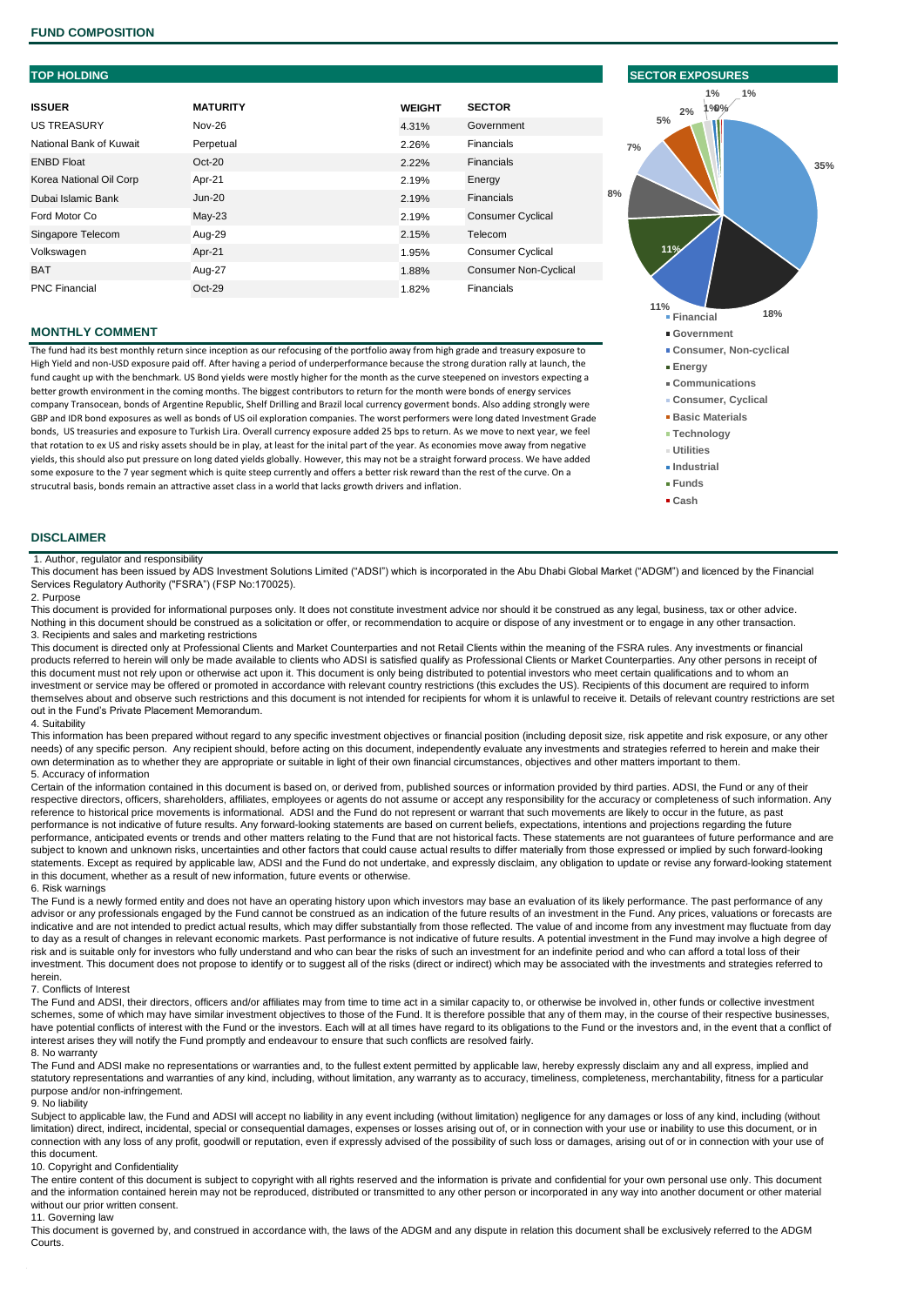## FUND COMPOSITION

### TOP HOLDING

| ISSUER | MATURITY | WEIGHT | SECTOR |
| --- | --- | --- | --- |
| US TREASURY | Nov-26 | 4.31% | Government |
| National Bank of Kuwait | Perpetual | 2.26% | Financials |
| ENBD Float | Oct-20 | 2.22% | Financials |
| Korea National Oil Corp | Apr-21 | 2.19% | Energy |
| Dubai Islamic Bank | Jun-20 | 2.19% | Financials |
| Ford Motor Co | May-23 | 2.19% | Consumer Cyclical |
| Singapore Telecom | Aug-29 | 2.15% | Telecom |
| Volkswagen | Apr-21 | 1.95% | Consumer Cyclical |
| BAT | Aug-27 | 1.88% | Consumer Non-Cyclical |
| PNC Financial | Oct-29 | 1.82% | Financials |

### SECTOR EXPOSURES

35%
18%
11%
11%
8%
7%
5%
2%
1%
1%
1%
0%

- Financial
- Government
- Consumer, Non-cyclical
- Energy
- Communications
- Consumer, Cyclical
- Basic Materials
- Technology
- Utilities
- Industrial
- Funds
- Cash

### MONTHLY COMMENT

The fund had its best monthly return since inception as our refocusing of the portfolio away from high grade and treasury exposure to High Yield and non-USD exposure paid off. After having a period of underperformance because the strong duration rally at launch, the fund caught up with the benchmark. US Bond yields were mostly higher for the month as the curve steepened on investors expecting a better growth environment in the coming months. The biggest contributors to return for the month were bonds of energy services company Transocean, bonds of Argentine Republic, Shelf Drilling and Brazil local currency goverment bonds. Also adding strongly were GBP and IDR bond exposures as well as bonds of US oil exploration companies. The worst performers were long dated Investment Grade bonds, US treasuries and exposure to Turkish Lira. Overall currency exposure added 25 bps to return. As we move to next year, we feel that rotation to ex US and risky assets should be in play, at least for the inital part of the year. As economies move away from negative yields, this should also put pressure on long dated yields globally. However, this may not be a straight forward process. We have added some exposure to the 7 year segment which is quite steep currently and offers a better risk reward than the rest of the curve. On a strucutral basis, bonds remain an attractive asset class in a world that lacks growth drivers and inflation.

## DISCLAIMER

1. Author, regulator and responsibility

This document has been issued by ADS Investment Solutions Limited ("ADSI") which is incorporated in the Abu Dhabi Global Market ("ADGM") and licenced by the Financial Services Regulatory Authority ("FSRA") (FSP No:170025).

2. Purpose

This document is provided for informational purposes only. It does not constitute investment advice nor should it be construed as any legal, business, tax or other advice. Nothing in this document should be construed as a solicitation or offer, or recommendation to acquire or dispose of any investment or to engage in any other transaction.

3. Recipients and sales and marketing restrictions

This document is directed only at Professional Clients and Market Counterparties and not Retail Clients within the meaning of the FSRA rules. Any investments or financial products referred to herein will only be made available to clients who ADSI is satisfied qualify as Professional Clients or Market Counterparties. Any other persons in receipt of this document must not rely upon or otherwise act upon it. This document is only being distributed to potential investors who meet certain qualifications and to whom an investment or service may be offered or promoted in accordance with relevant country restrictions (this excludes the US). Recipients of this document are required to inform themselves about and observe such restrictions and this document is not intended for recipients for whom it is unlawful to receive it. Details of relevant country restrictions are set out in the Fund's Private Placement Memorandum.

4. Suitability

This information has been prepared without regard to any specific investment objectives or financial position (including deposit size, risk appetite and risk exposure, or any other needs) of any specific person. Any recipient should, before acting on this document, independently evaluate any investments and strategies referred to herein and make their own determination as to whether they are appropriate or suitable in light of their own financial circumstances, objectives and other matters important to them.

5. Accuracy of information

Certain of the information contained in this document is based on, or derived from, published sources or information provided by third parties. ADSI, the Fund or any of their respective directors, officers, shareholders, affiliates, employees or agents do not assume or accept any responsibility for the accuracy or completeness of such information. Any reference to historical price movements is informational. ADSI and the Fund do not represent or warrant that such movements are likely to occur in the future, as past performance is not indicative of future results. Any forward-looking statements are based on current beliefs, expectations, intentions and projections regarding the future performance, anticipated events or trends and other matters relating to the Fund that are not historical facts. These statements are not guarantees of future performance and are subject to known and unknown risks, uncertainties and other factors that could cause actual results to differ materially from those expressed or implied by such forward-looking statements. Except as required by applicable law, ADSI and the Fund do not undertake, and expressly disclaim, any obligation to update or revise any forward-looking statement in this document, whether as a result of new information, future events or otherwise.

6. Risk warnings

The Fund is a newly formed entity and does not have an operating history upon which investors may base an evaluation of its likely performance. The past performance of any advisor or any professionals engaged by the Fund cannot be construed as an indication of the future results of an investment in the Fund. Any prices, valuations or forecasts are indicative and are not intended to predict actual results, which may differ substantially from those reflected. The value of and income from any investment may fluctuate from day to day as a result of changes in relevant economic markets. Past performance is not indicative of future results. A potential investment in the Fund may involve a high degree of risk and is suitable only for investors who fully understand and who can bear the risks of such an investment for an indefinite period and who can afford a total loss of their investment. This document does not propose to identify or to suggest all of the risks (direct or indirect) which may be associated with the investments and strategies referred to herein.

7. Conflicts of Interest

The Fund and ADSI, their directors, officers and/or affiliates may from time to time act in a similar capacity to, or otherwise be involved in, other funds or collective investment schemes, some of which may have similar investment objectives to those of the Fund. It is therefore possible that any of them may, in the course of their respective businesses, have potential conflicts of interest with the Fund or the investors. Each will at all times have regard to its obligations to the Fund or the investors and, in the event that a conflict of interest arises they will notify the Fund promptly and endeavour to ensure that such conflicts are resolved fairly.

8. No warranty

The Fund and ADSI make no representations or warranties and, to the fullest extent permitted by applicable law, hereby expressly disclaim any and all express, implied and statutory representations and warranties of any kind, including, without limitation, any warranty as to accuracy, timeliness, completeness, merchantability, fitness for a particular purpose and/or non-infringement.

9. No liability

Subject to applicable law, the Fund and ADSI will accept no liability in any event including (without limitation) negligence for any damages or loss of any kind, including (without limitation) direct, indirect, incidental, special or consequential damages, expenses or losses arising out of, or in connection with your use or inability to use this document, or in connection with any loss of any profit, goodwill or reputation, even if expressly advised of the possibility of such loss or damages, arising out of or in connection with your use of this document.

10. Copyright and Confidentiality

The entire content of this document is subject to copyright with all rights reserved and the information is private and confidential for your own personal use only. This document and the information contained herein may not be reproduced, distributed or transmitted to any other person or incorporated in any way into another document or other material without our prior written consent.

11. Governing law

This document is governed by, and construed in accordance with, the laws of the ADGM and any dispute in relation this document shall be exclusively referred to the ADGM Courts.